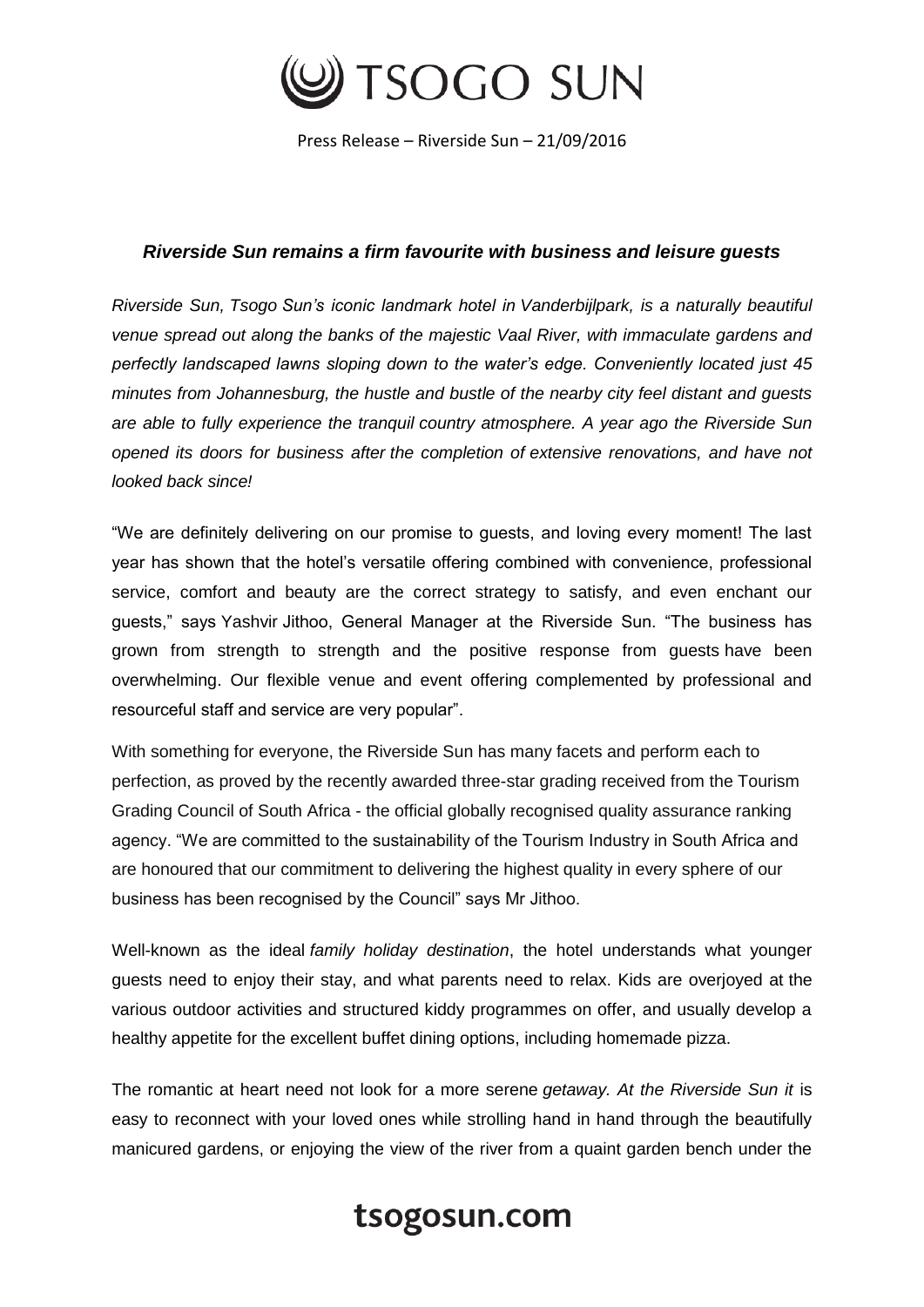Press Release – Riverside Sun – 21/09/2016

## ***Riverside Sun remains a firm favourite with business and leisure guests***

*Riverside Sun, Tsogo Sun's iconic landmark hotel in Vanderbijlpark, is a naturally beautiful venue spread out along the banks of the majestic Vaal River, with immaculate gardens and perfectly landscaped lawns sloping down to the water's edge. Conveniently located just 45 minutes from Johannesburg, the hustle and bustle of the nearby city feel distant and guests are able to fully experience the tranquil country atmosphere. A year ago the Riverside Sun opened its doors for business after the completion of extensive renovations, and have not looked back since!*

"We are definitely delivering on our promise to guests, and loving every moment! The last year has shown that the hotel's versatile offering combined with convenience, professional service, comfort and beauty are the correct strategy to satisfy, and even enchant our guests," says Yashvir Jithoo, General Manager at the Riverside Sun. "The business has grown from strength to strength and the positive response from guests have been overwhelming. Our flexible venue and event offering complemented by professional and resourceful staff and service are very popular".

With something for everyone, the Riverside Sun has many facets and perform each to perfection, as proved by the recently awarded three-star grading received from the Tourism Grading Council of South Africa - the official globally recognised quality assurance ranking agency. "We are committed to the sustainability of the Tourism Industry in South Africa and are honoured that our commitment to delivering the highest quality in every sphere of our business has been recognised by the Council" says Mr Jithoo.

Well-known as the ideal *family holiday destination*, the hotel understands what younger guests need to enjoy their stay, and what parents need to relax. Kids are overjoyed at the various outdoor activities and structured kiddy programmes on offer, and usually develop a healthy appetite for the excellent buffet dining options, including homemade pizza.

The romantic at heart need not look for a more serene *getaway. At the Riverside Sun it* is easy to reconnect with your loved ones while strolling hand in hand through the beautifully manicured gardens, or enjoying the view of the river from a quaint garden bench under the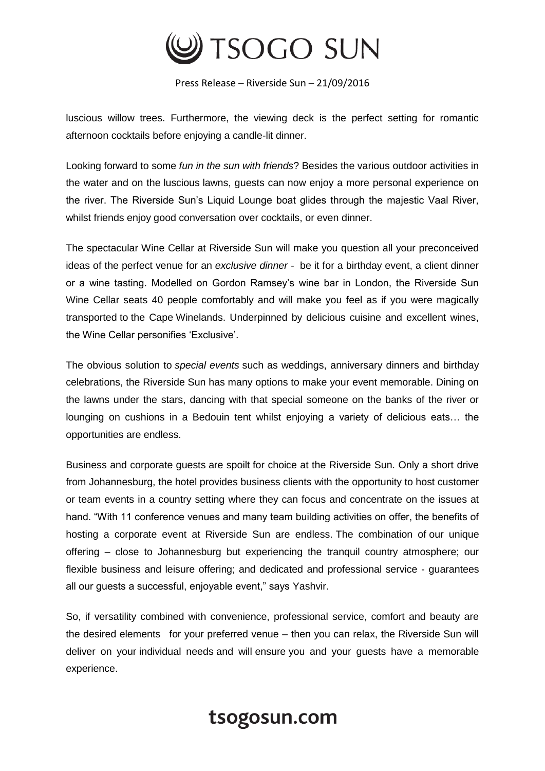luscious willow trees. Furthermore, the viewing deck is the perfect setting for romantic afternoon cocktails before enjoying a candle-lit dinner.

Looking forward to some *fun in the sun with friends*? Besides the various outdoor activities in the water and on the luscious lawns, guests can now enjoy a more personal experience on the river. The Riverside Sun's Liquid Lounge boat glides through the majestic Vaal River, whilst friends enjoy good conversation over cocktails, or even dinner.

The spectacular Wine Cellar at Riverside Sun will make you question all your preconceived ideas of the perfect venue for an *exclusive dinner* - be it for a birthday event, a client dinner or a wine tasting. Modelled on Gordon Ramsey's wine bar in London, the Riverside Sun Wine Cellar seats 40 people comfortably and will make you feel as if you were magically transported to the Cape Winelands. Underpinned by delicious cuisine and excellent wines, the Wine Cellar personifies 'Exclusive'.

The obvious solution to *special events* such as weddings, anniversary dinners and birthday celebrations, the Riverside Sun has many options to make your event memorable. Dining on the lawns under the stars, dancing with that special someone on the banks of the river or lounging on cushions in a Bedouin tent whilst enjoying a variety of delicious eats… the opportunities are endless.

Business and corporate guests are spoilt for choice at the Riverside Sun. Only a short drive from Johannesburg, the hotel provides business clients with the opportunity to host customer or team events in a country setting where they can focus and concentrate on the issues at hand. "With 11 conference venues and many team building activities on offer, the benefits of hosting a corporate event at Riverside Sun are endless. The combination of our unique offering – close to Johannesburg but experiencing the tranquil country atmosphere; our flexible business and leisure offering; and dedicated and professional service - guarantees all our guests a successful, enjoyable event," says Yashvir.

So, if versatility combined with convenience, professional service, comfort and beauty are the desired elements for your preferred venue – then you can relax, the Riverside Sun will deliver on your individual needs and will ensure you and your guests have a memorable experience.